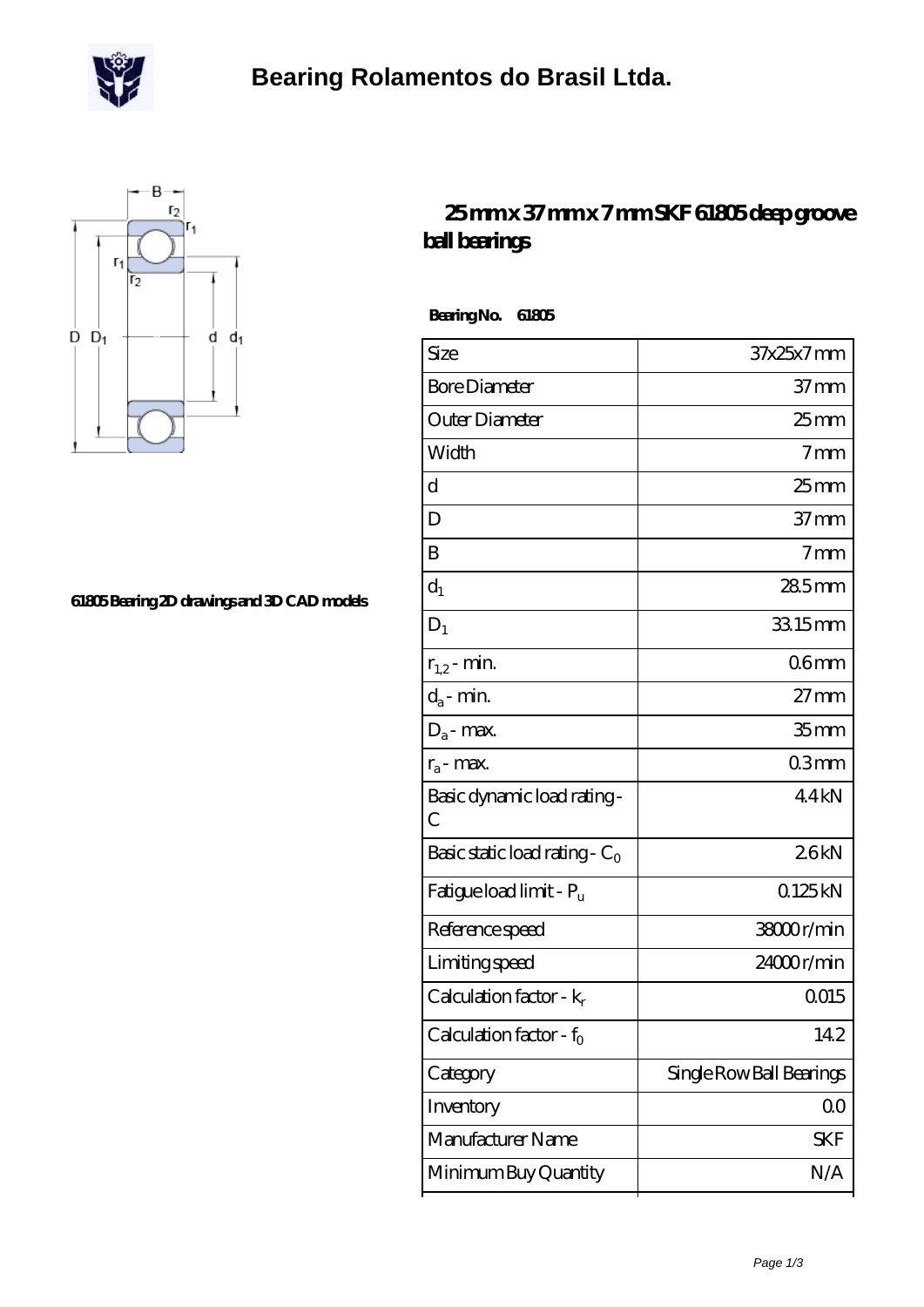# Bearing Rolamentos do Brasil Ltda.

61805 Bearing 2D drawings and 3D CAD models

## 25 mm x 37 mm x 7 mm SKF 61805 deep groove ball bearings

**Bearing No. 61805**

| Size | 37x25x7 mm |
|---|---|
| Bore Diameter | 37 mm |
| Outer Diameter | 25 mm |
| Width | 7 mm |
| d | 25 mm |
| D | 37 mm |
| B | 7 mm |
| $d_1$ | 28.5 mm |
| $D_1$ | 33.15 mm |
| $r_{1,2}$ - min. | 0.6 mm |
| $d_a$ - min. | 27 mm |
| $D_a$ - max. | 35 mm |
| $r_a$ - max. | 0.3 mm |
| Basic dynamic load rating - C | 4.4 kN |
| Basic static load rating - $C_0$ | 2.6 kN |
| Fatigue load limit - $P_u$ | 0.125 kN |
| Reference speed | 38000 r/min |
| Limiting speed | 24000 r/min |
| Calculation factor - $k_r$ | 0.015 |
| Calculation factor - $f_0$ | 14.2 |
| Category | Single Row Ball Bearings |
| Inventory | 0.0 |
| Manufacturer Name | SKF |
| Minimum Buy Quantity | N/A |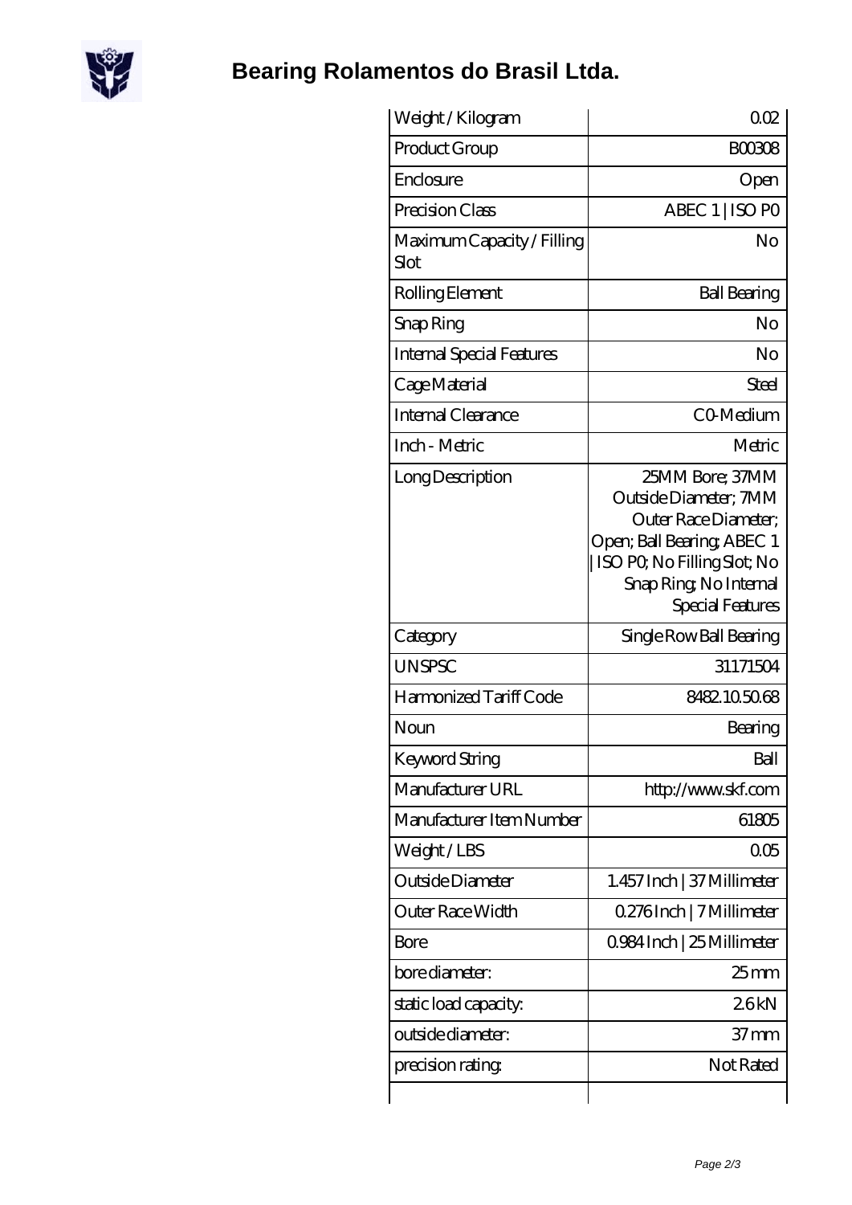# Bearing Rolamentos do Brasil Ltda.

| Weight / Kilogram | 0.02 |
|---|---|
| Product Group | B00308 |
| Enclosure | Open |
| Precision Class | ABEC 1 \| ISO P0 |
| Maximum Capacity / Filling Slot | No |
| Rolling Element | Ball Bearing |
| Snap Ring | No |
| Internal Special Features | No |
| Cage Material | Steel |
| Internal Clearance | C0-Medium |
| Inch - Metric | Metric |
| Long Description | 25MM Bore; 37MM Outside Diameter; 7MM Outer Race Diameter; Open; Ball Bearing; ABEC 1 \| ISO P0; No Filling Slot; No Snap Ring; No Internal Special Features |
| Category | Single Row Ball Bearing |
| UNSPSC | 31171504 |
| Harmonized Tariff Code | 8482.10.50.68 |
| Noun | Bearing |
| Keyword String | Ball |
| Manufacturer URL | http://www.skf.com |
| Manufacturer Item Number | 61805 |
| Weight / LBS | 0.05 |
| Outside Diameter | 1.457 Inch \| 37 Millimeter |
| Outer Race Width | 0.276 Inch \| 7 Millimeter |
| Bore | 0.984 Inch \| 25 Millimeter |
| bore diameter: | 25 mm |
| static load capacity: | 2.6 kN |
| outside diameter: | 37 mm |
| precision rating: | Not Rated |
| | |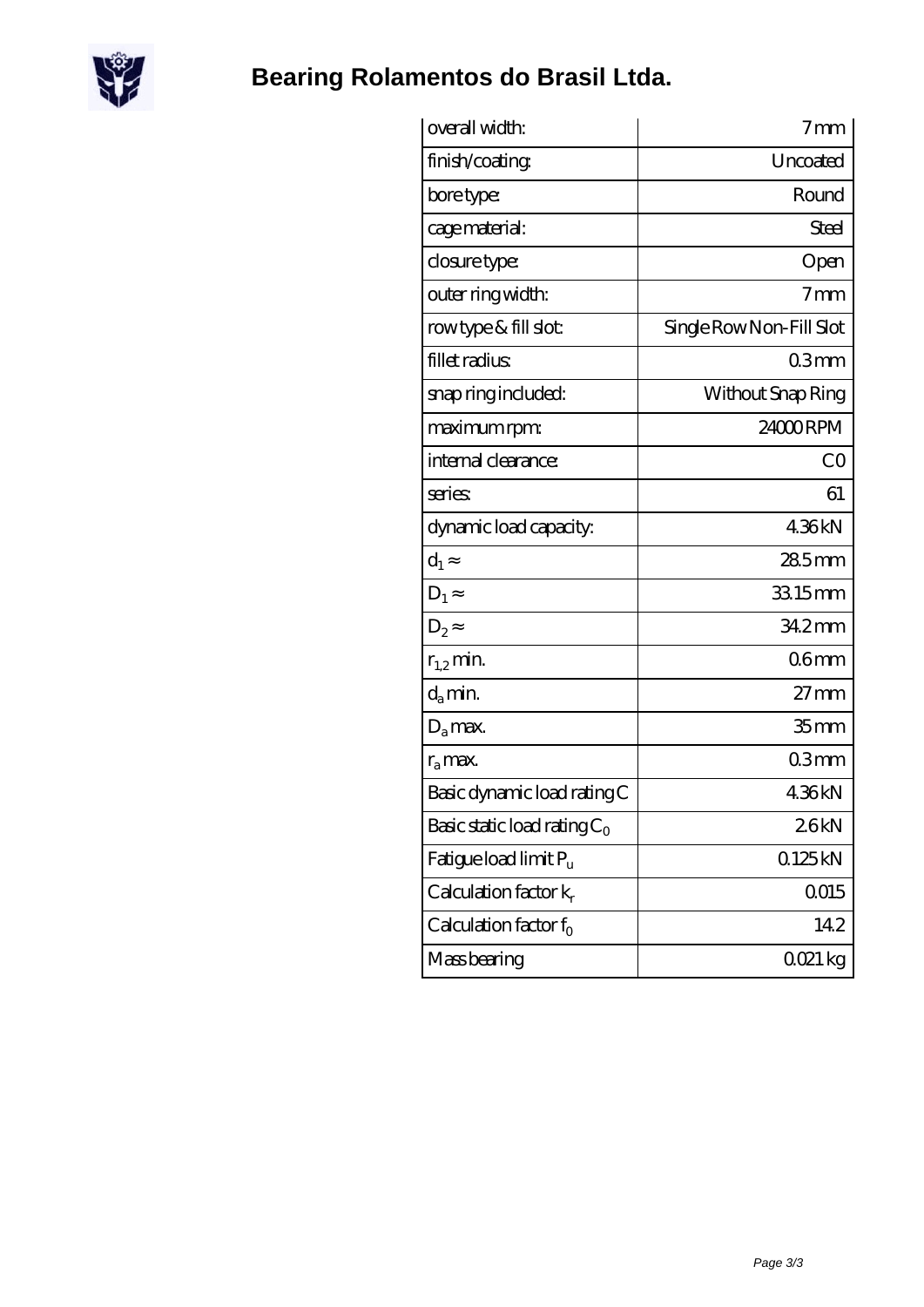# Bearing Rolamentos do Brasil Ltda.

| | |
|---|---|
| overall width: | 7 mm |
| finish/coating: | Uncoated |
| bore type: | Round |
| cage material: | Steel |
| closure type: | Open |
| outer ring width: | 7 mm |
| row type & fill slot: | Single Row Non-Fill Slot |
| fillet radius: | 0.3 mm |
| snap ring included: | Without Snap Ring |
| maximum rpm: | 24000 RPM |
| internal clearance: | C0 |
| series: | 61 |
| dynamic load capacity: | 4.36 kN |
| $d_1$ ≈ | 28.5 mm |
| $D_1$ ≈ | 33.15 mm |
| $D_2$ ≈ | 34.2 mm |
| $r_{1,2}$ min. | 0.6 mm |
| $d_a$ min. | 27 mm |
| $D_a$ max. | 35 mm |
| $r_a$ max. | 0.3 mm |
| Basic dynamic load rating C | 4.36 kN |
| Basic static load rating $C_0$ | 2.6 kN |
| Fatigue load limit $P_u$ | 0.125 kN |
| Calculation factor $k_r$ | 0.015 |
| Calculation factor $f_0$ | 14.2 |
| Mass bearing | 0.021 kg |